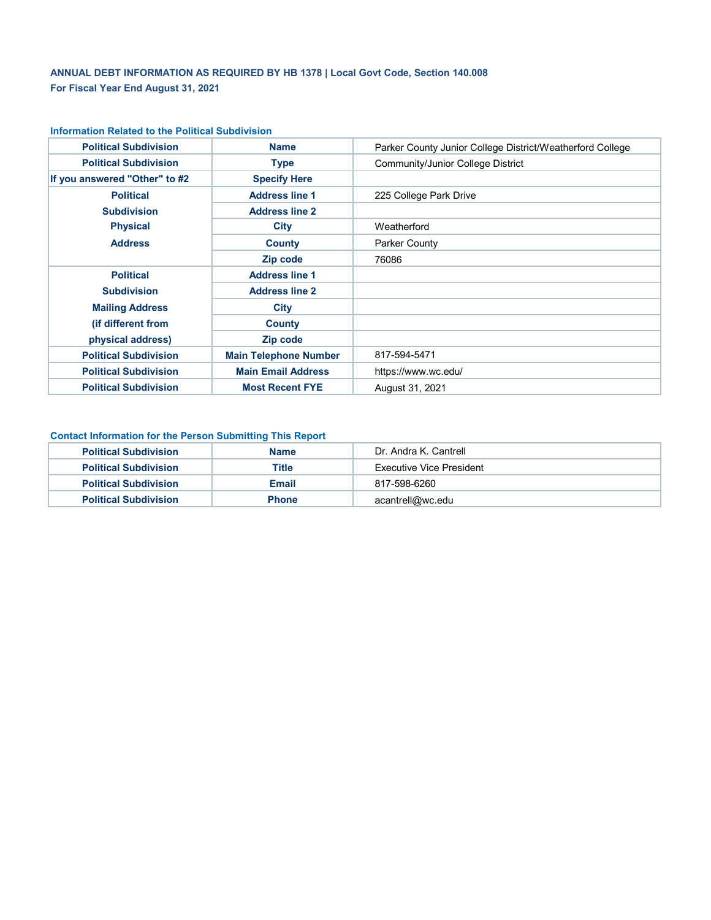**ANNUAL DEBT INFORMATION AS REQUIRED BY HB 1378 | Local Govt Code, Section 140.008**
**For Fiscal Year End August 31, 2021**

### Information Related to the Political Subdivision

| | | |
|---|---|---|
| **Political Subdivision** | **Name** | Parker County Junior College District/Weatherford College |
| **Political Subdivision** | **Type** | Community/Junior College District |
| **If you answered "Other" to #2** | **Specify Here** | |
| **Political Subdivision Physical Address** | **Address line 1** | 225 College Park Drive |
| | **Address line 2** | |
| | **City** | Weatherford |
| | **County** | Parker County |
| | **Zip code** | 76086 |
| **Political Subdivision Mailing Address (if different from physical address)** | **Address line 1** | |
| | **Address line 2** | |
| | **City** | |
| | **County** | |
| | **Zip code** | |
| **Political Subdivision** | **Main Telephone Number** | 817-594-5471 |
| **Political Subdivision** | **Main Email Address** | https://www.wc.edu/ |
| **Political Subdivision** | **Most Recent FYE** | August 31, 2021 |

### Contact Information for the Person Submitting This Report

| | | |
|---|---|---|
| **Political Subdivision** | **Name** | Dr. Andra K. Cantrell |
| **Political Subdivision** | **Title** | Executive Vice President |
| **Political Subdivision** | **Email** | 817-598-6260 |
| **Political Subdivision** | **Phone** | acantrell@wc.edu |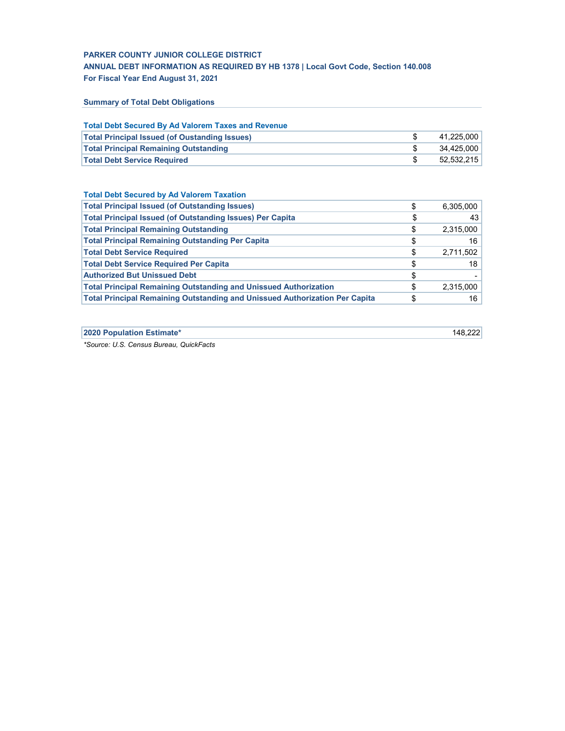**PARKER COUNTY JUNIOR COLLEGE DISTRICT**
**ANNUAL DEBT INFORMATION AS REQUIRED BY HB 1378 | Local Govt Code, Section 140.008**
**For Fiscal Year End August 31, 2021**

**Summary of Total Debt Obligations**

**Total Debt Secured By Ad Valorem Taxes and Revenue**

| | | |
|---|---|---|
| Total Principal Issued (of Oustanding Issues) | $ | 41,225,000 |
| Total Principal Remaining Outstanding | $ | 34,425,000 |
| Total Debt Service Required | $ | 52,532,215 |

**Total Debt Secured by Ad Valorem Taxation**

| | | |
|---|---|---|
| Total Principal Issued (of Outstanding Issues) | $ | 6,305,000 |
| Total Principal Issued (of Outstanding Issues) Per Capita | $ | 43 |
| Total Principal Remaining Outstanding | $ | 2,315,000 |
| Total Principal Remaining Outstanding Per Capita | $ | 16 |
| Total Debt Service Required | $ | 2,711,502 |
| Total Debt Service Required Per Capita | $ | 18 |
| Authorized But Unissued Debt | $ | - |
| Total Principal Remaining Outstanding and Unissued Authorization | $ | 2,315,000 |
| Total Principal Remaining Outstanding and Unissued Authorization Per Capita | $ | 16 |

| | |
|---|---|
| 2020 Population Estimate* | 148,222 |

*\*Source: U.S. Census Bureau, QuickFacts*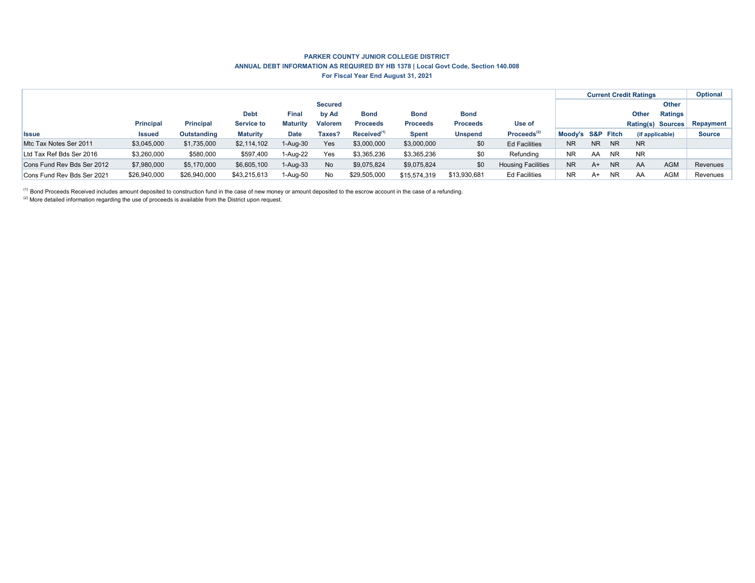**PARKER COUNTY JUNIOR COLLEGE DISTRICT**

**ANNUAL DEBT INFORMATION AS REQUIRED BY HB 1378 | Local Govt Code, Section 140.008**

**For Fiscal Year End August 31, 2021**

| | | | | | | | | | | Current Credit Ratings | | | | | Optional |
|---|---|---|---|---|---|---|---|---|---|---|---|---|---|---|---|
| Issue | Principal Issued | Principal Outstanding | Debt Service to Maturity | Final Maturity Date | Secured by Ad Valorem Taxes? | Bond Proceeds Received[(1)] | Bond Proceeds Spent | Bond Proceeds Unspend | Use of Proceeds[(2)] | Moody's | S&P | Fitch | Other Rating(s) (if applicable) | Other Ratings Sources | Repayment Source |
| Mtc Tax Notes Ser 2011 | $3,045,000 | $1,735,000 | $2,114,102 | 1-Aug-30 | Yes | $3,000,000 | $3,000,000 | $0 | Ed Facilities | NR | NR | NR | NR | | |
| Ltd Tax Ref Bds Ser 2016 | $3,260,000 | $580,000 | $597,400 | 1-Aug-22 | Yes | $3,365,236 | $3,365,236 | $0 | Refunding | NR | AA | NR | NR | | |
| Cons Fund Rev Bds Ser 2012 | $7,980,000 | $5,170,000 | $6,605,100 | 1-Aug-33 | No | $9,075,824 | $9,075,824 | $0 | Housing Facilities | NR | A+ | NR | AA | AGM | Revenues |
| Cons Fund Rev Bds Ser 2021 | $26,940,000 | $26,940,000 | $43,215,613 | 1-Aug-50 | No | $29,505,000 | $15,574,319 | $13,930,681 | Ed Facilities | NR | A+ | NR | AA | AGM | Revenues |

[(1)] Bond Proceeds Received includes amount deposited to construction fund in the case of new money or amount deposited to the escrow account in the case of a refunding.

[(2)] More detailed information regarding the use of proceeds is available from the District upon request.